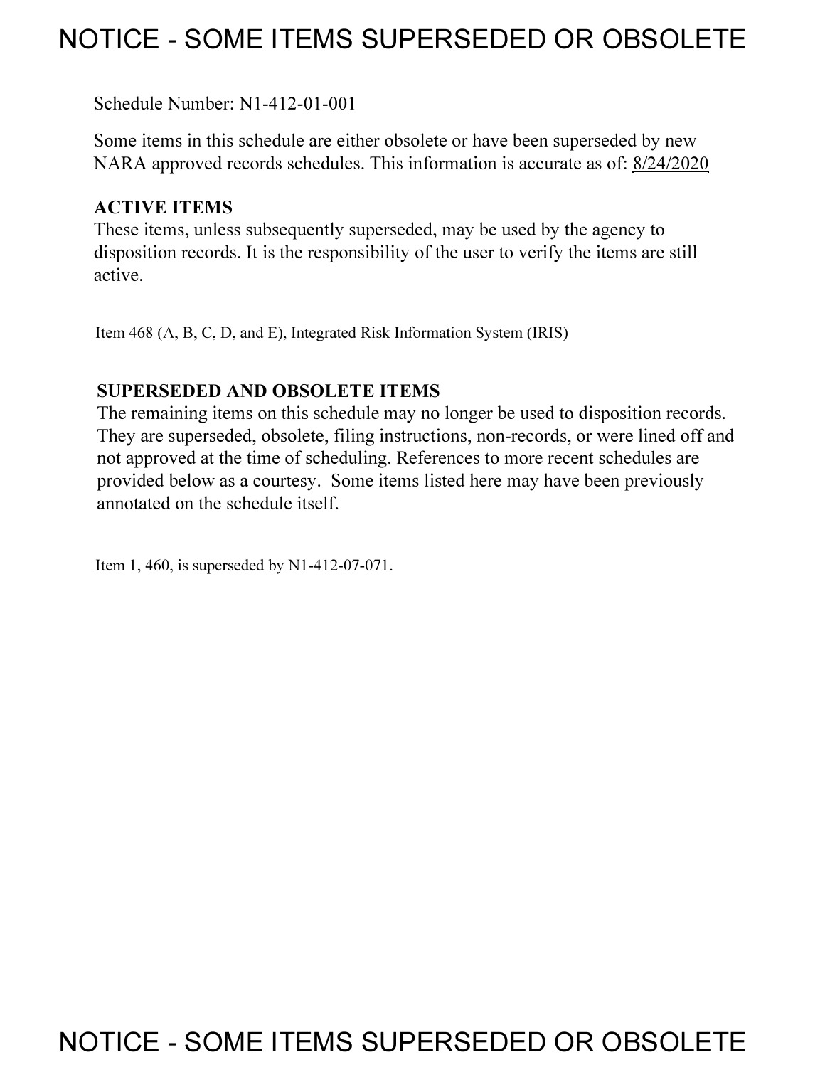# NOTICE - SOME ITEMS SUPERSEDED OR OBSOLETE

Schedule Number: N1-412-01-001

Some items in this schedule are either obsolete or have been superseded by new NARA approved records schedules. This information is accurate as of: 8/24/2020

**ACTIVE ITEMS**
These items, unless subsequently superseded, may be used by the agency to disposition records. It is the responsibility of the user to verify the items are still active.

Item 468 (A, B, C, D, and E), Integrated Risk Information System (IRIS)

**SUPERSEDED AND OBSOLETE ITEMS**
The remaining items on this schedule may no longer be used to disposition records. They are superseded, obsolete, filing instructions, non-records, or were lined off and not approved at the time of scheduling. References to more recent schedules are provided below as a courtesy. Some items listed here may have been previously annotated on the schedule itself.

Item 1, 460, is superseded by N1-412-07-071.

# NOTICE - SOME ITEMS SUPERSEDED OR OBSOLETE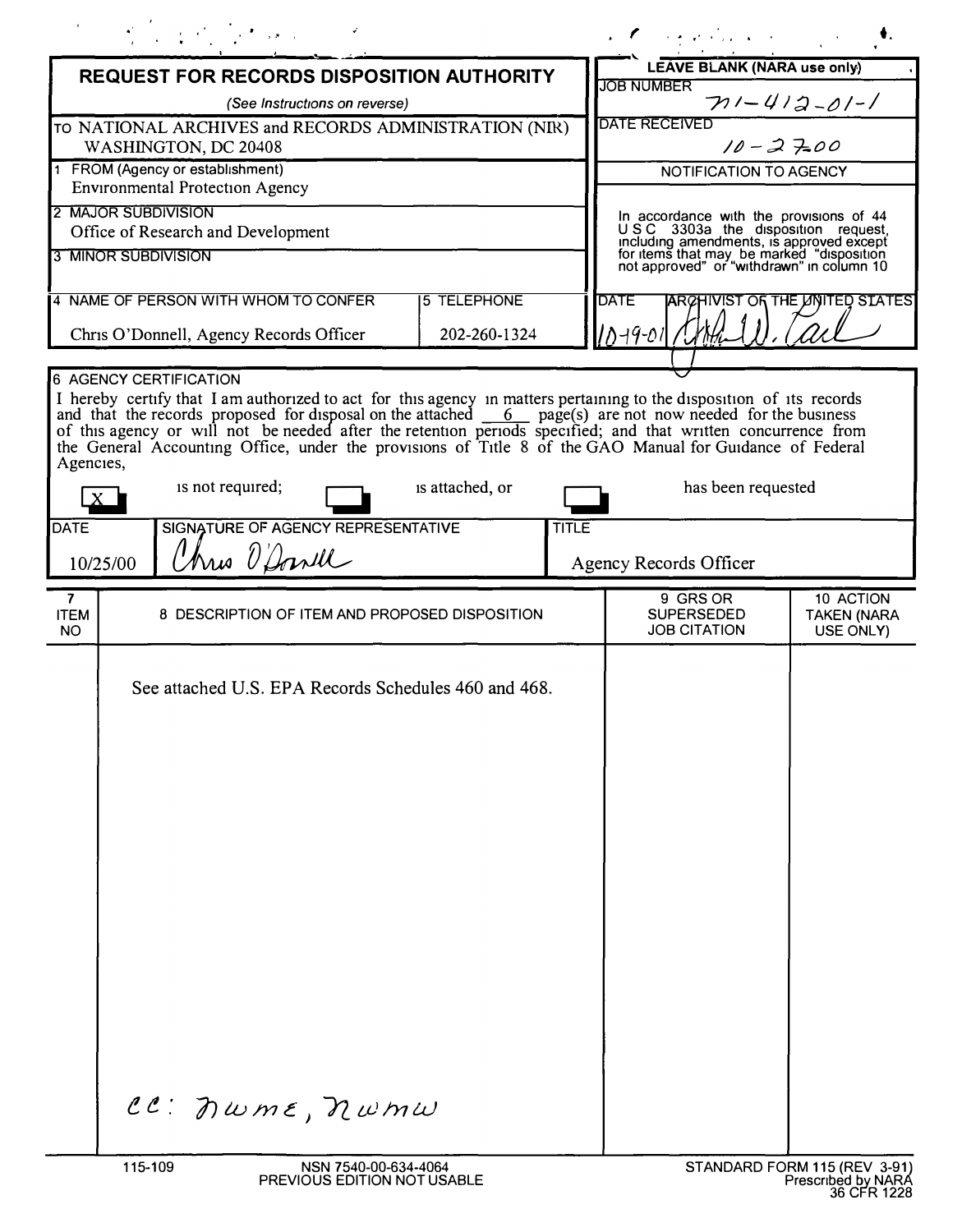# REQUEST FOR RECORDS DISPOSITION AUTHORITY

*(See Instructions on reverse)*

TO NATIONAL ARCHIVES and RECORDS ADMINISTRATION (NIR)
WASHINGTON, DC 20408

**LEAVE BLANK (NARA use only)**

JOB NUMBER: N1-412-01-1

DATE RECEIVED: 10-27-00

NOTIFICATION TO AGENCY

In accordance with the provisions of 44 U S C 3303a the disposition request, including amendments, is approved except for items that may be marked "disposition not approved" or "withdrawn" in column 10

DATE: 10-19-01

ARCHIVIST OF THE UNITED STATES: [signature]

1 FROM (Agency or establishment)
Environmental Protection Agency

2 MAJOR SUBDIVISION
Office of Research and Development

3 MINOR SUBDIVISION

4 NAME OF PERSON WITH WHOM TO CONFER
Chris O'Donnell, Agency Records Officer

5 TELEPHONE
202-260-1324

6 AGENCY CERTIFICATION

I hereby certify that I am authorized to act for this agency in matters pertaining to the disposition of its records and that the records proposed for disposal on the attached 6 page(s) are not now needed for the business of this agency or will not be needed after the retention periods specified; and that written concurrence from the General Accounting Office, under the provisions of Title 8 of the GAO Manual for Guidance of Federal Agencies,

[X] is not required; [ ] is attached, or [ ] has been requested

| DATE | SIGNATURE OF AGENCY REPRESENTATIVE | TITLE |
|---|---|---|
| 10/25/00 | Chris O'Donnell | Agency Records Officer |

| 7 ITEM NO | 8 DESCRIPTION OF ITEM AND PROPOSED DISPOSITION | 9 GRS OR SUPERSEDED JOB CITATION | 10 ACTION TAKEN (NARA USE ONLY) |
|---|---|---|---|
| | See attached U.S. EPA Records Schedules 460 and 468. | | |

cc: NWME, NWMW

115-109 | NSN 7540-00-634-4064 PREVIOUS EDITION NOT USABLE | STANDARD FORM 115 (REV 3-91) Prescribed by NARA 36 CFR 1228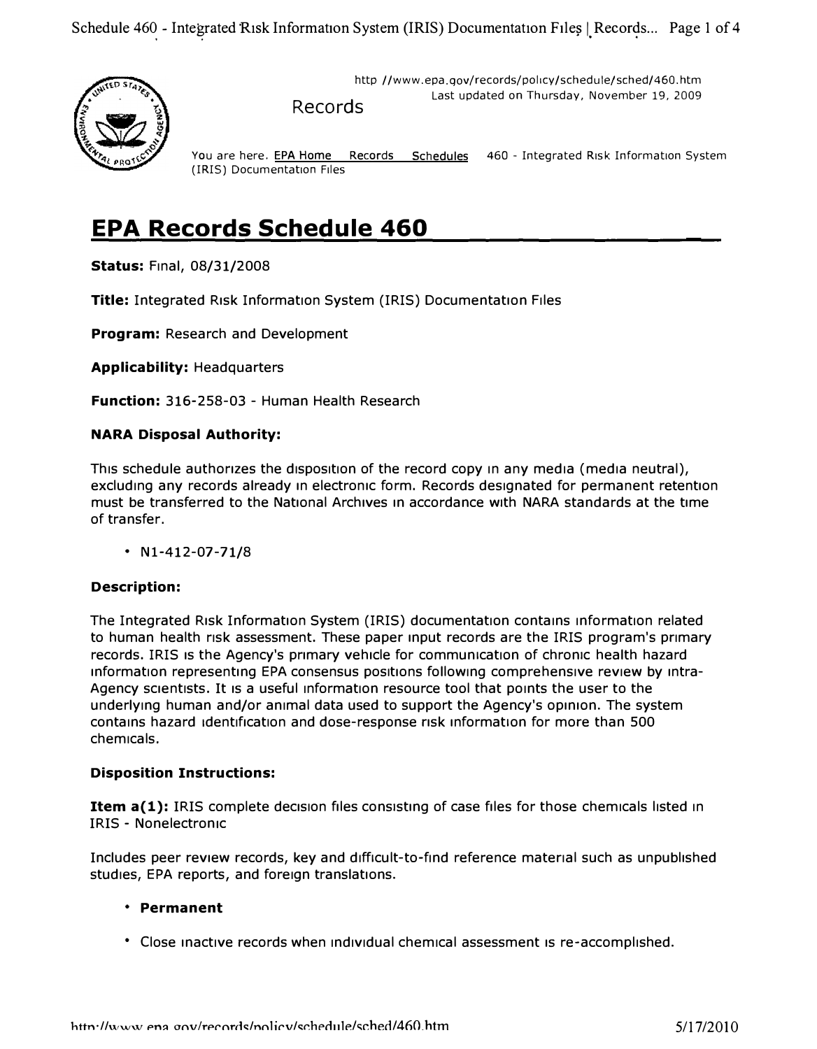http //www.epa.gov/records/policy/schedule/sched/460.htm
Last updated on Thursday, November 19, 2009

Records

You are here. EPA Home Records Schedules 460 - Integrated Risk Information System (IRIS) Documentation Files

# EPA Records Schedule 460

**Status:** Final, 08/31/2008

**Title:** Integrated Risk Information System (IRIS) Documentation Files

**Program:** Research and Development

**Applicability:** Headquarters

**Function:** 316-258-03 - Human Health Research

### NARA Disposal Authority:

This schedule authorizes the disposition of the record copy in any media (media neutral), excluding any records already in electronic form. Records designated for permanent retention must be transferred to the National Archives in accordance with NARA standards at the time of transfer.

- N1-412-07-71/8

### Description:

The Integrated Risk Information System (IRIS) documentation contains information related to human health risk assessment. These paper input records are the IRIS program's primary records. IRIS is the Agency's primary vehicle for communication of chronic health hazard information representing EPA consensus positions following comprehensive review by intra-Agency scientists. It is a useful information resource tool that points the user to the underlying human and/or animal data used to support the Agency's opinion. The system contains hazard identification and dose-response risk information for more than 500 chemicals.

### Disposition Instructions:

**Item a(1):** IRIS complete decision files consisting of case files for those chemicals listed in IRIS - Nonelectronic

Includes peer review records, key and difficult-to-find reference material such as unpublished studies, EPA reports, and foreign translations.

- **Permanent**
- Close inactive records when individual chemical assessment is re-accomplished.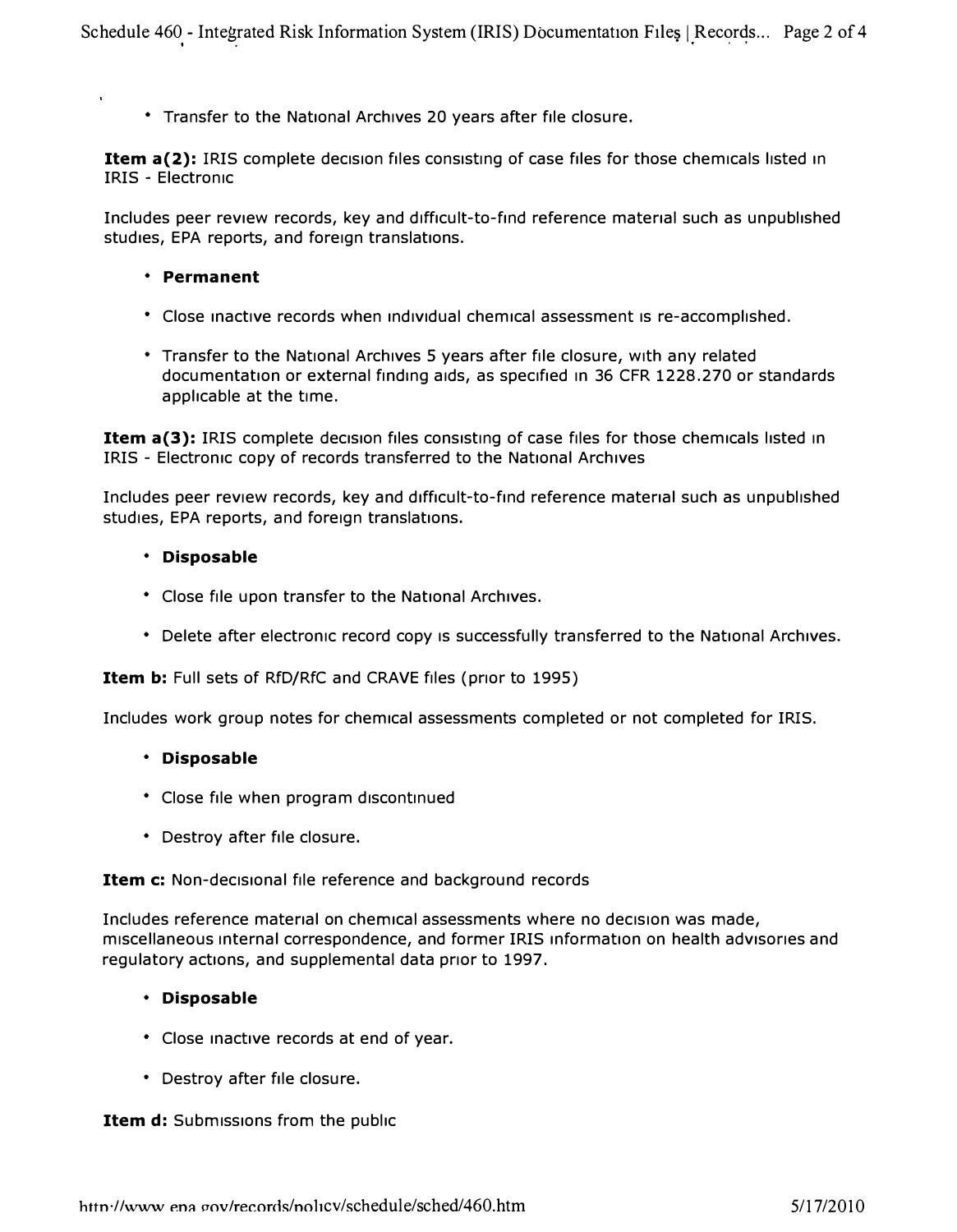- Transfer to the National Archives 20 years after file closure.

**Item a(2):** IRIS complete decision files consisting of case files for those chemicals listed in IRIS - Electronic

Includes peer review records, key and difficult-to-find reference material such as unpublished studies, EPA reports, and foreign translations.

- **Permanent**
- Close inactive records when individual chemical assessment is re-accomplished.
- Transfer to the National Archives 5 years after file closure, with any related documentation or external finding aids, as specified in 36 CFR 1228.270 or standards applicable at the time.

**Item a(3):** IRIS complete decision files consisting of case files for those chemicals listed in IRIS - Electronic copy of records transferred to the National Archives

Includes peer review records, key and difficult-to-find reference material such as unpublished studies, EPA reports, and foreign translations.

- **Disposable**
- Close file upon transfer to the National Archives.
- Delete after electronic record copy is successfully transferred to the National Archives.

**Item b:** Full sets of RfD/RfC and CRAVE files (prior to 1995)

Includes work group notes for chemical assessments completed or not completed for IRIS.

- **Disposable**
- Close file when program discontinued
- Destroy after file closure.

**Item c:** Non-decisional file reference and background records

Includes reference material on chemical assessments where no decision was made, miscellaneous internal correspondence, and former IRIS information on health advisories and regulatory actions, and supplemental data prior to 1997.

- **Disposable**
- Close inactive records at end of year.
- Destroy after file closure.

**Item d:** Submissions from the public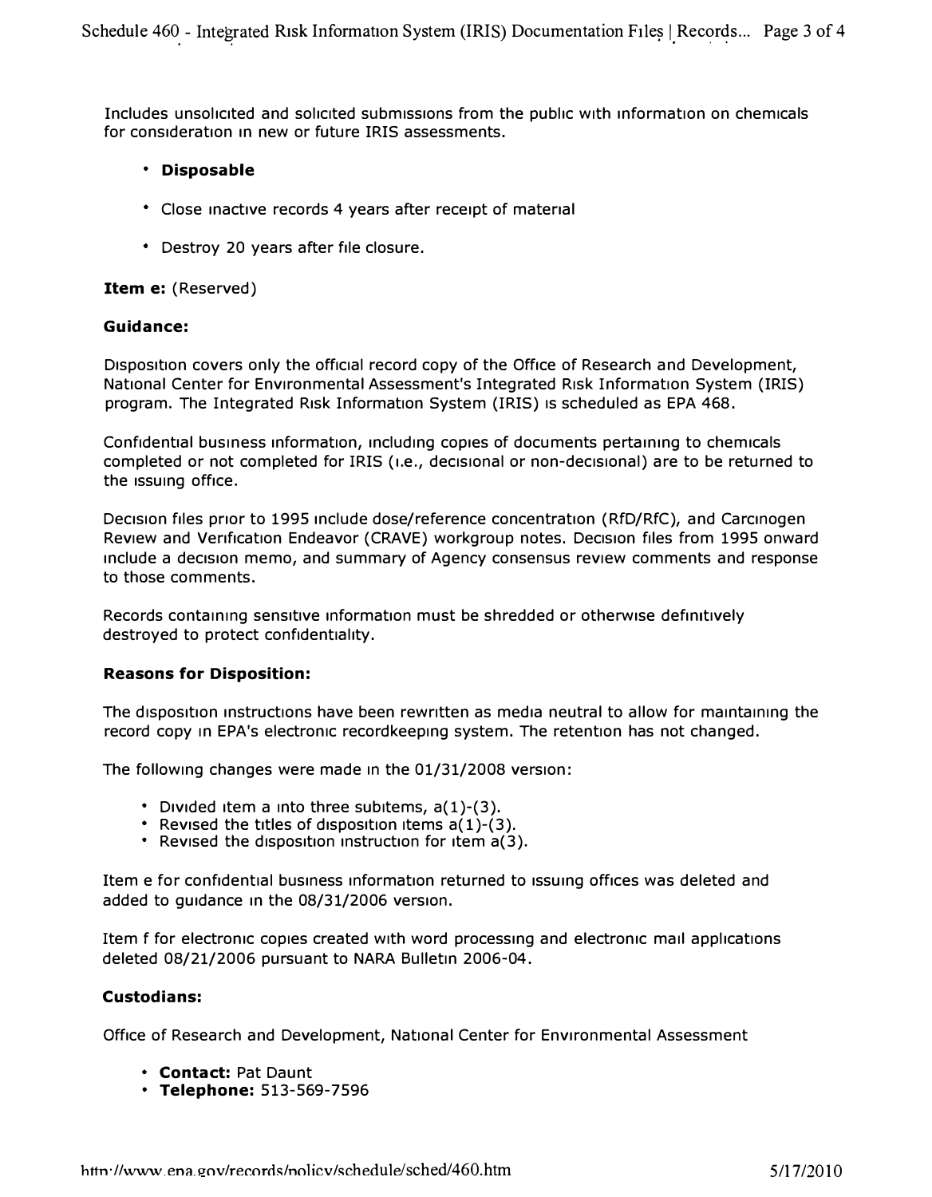Includes unsolicited and solicited submissions from the public with information on chemicals for consideration in new or future IRIS assessments.

- **Disposable**
- Close inactive records 4 years after receipt of material
- Destroy 20 years after file closure.

**Item e:** (Reserved)

**Guidance:**

Disposition covers only the official record copy of the Office of Research and Development, National Center for Environmental Assessment's Integrated Risk Information System (IRIS) program. The Integrated Risk Information System (IRIS) is scheduled as EPA 468.

Confidential business information, including copies of documents pertaining to chemicals completed or not completed for IRIS (i.e., decisional or non-decisional) are to be returned to the issuing office.

Decision files prior to 1995 include dose/reference concentration (RfD/RfC), and Carcinogen Review and Verification Endeavor (CRAVE) workgroup notes. Decision files from 1995 onward include a decision memo, and summary of Agency consensus review comments and response to those comments.

Records containing sensitive information must be shredded or otherwise definitively destroyed to protect confidentiality.

**Reasons for Disposition:**

The disposition instructions have been rewritten as media neutral to allow for maintaining the record copy in EPA's electronic recordkeeping system. The retention has not changed.

The following changes were made in the 01/31/2008 version:

- Divided item a into three subitems, a(1)-(3).
- Revised the titles of disposition items a(1)-(3).
- Revised the disposition instruction for item a(3).

Item e for confidential business information returned to issuing offices was deleted and added to guidance in the 08/31/2006 version.

Item f for electronic copies created with word processing and electronic mail applications deleted 08/21/2006 pursuant to NARA Bulletin 2006-04.

**Custodians:**

Office of Research and Development, National Center for Environmental Assessment

- **Contact:** Pat Daunt
- **Telephone:** 513-569-7596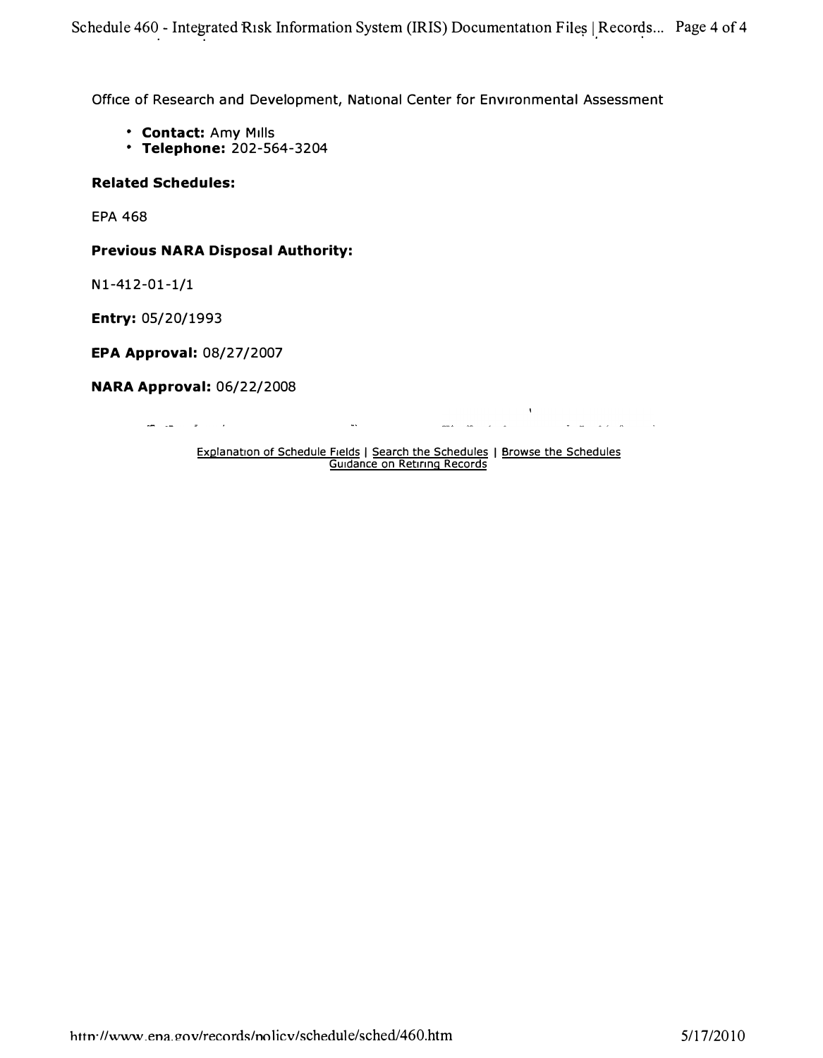Office of Research and Development, National Center for Environmental Assessment

- **Contact:** Amy Mills
- **Telephone:** 202-564-3204

**Related Schedules:**

EPA 468

**Previous NARA Disposal Authority:**

N1-412-01-1/1

**Entry:** 05/20/1993

**EPA Approval:** 08/27/2007

**NARA Approval:** 06/22/2008

Explanation of Schedule Fields | Search the Schedules | Browse the Schedules
Guidance on Retiring Records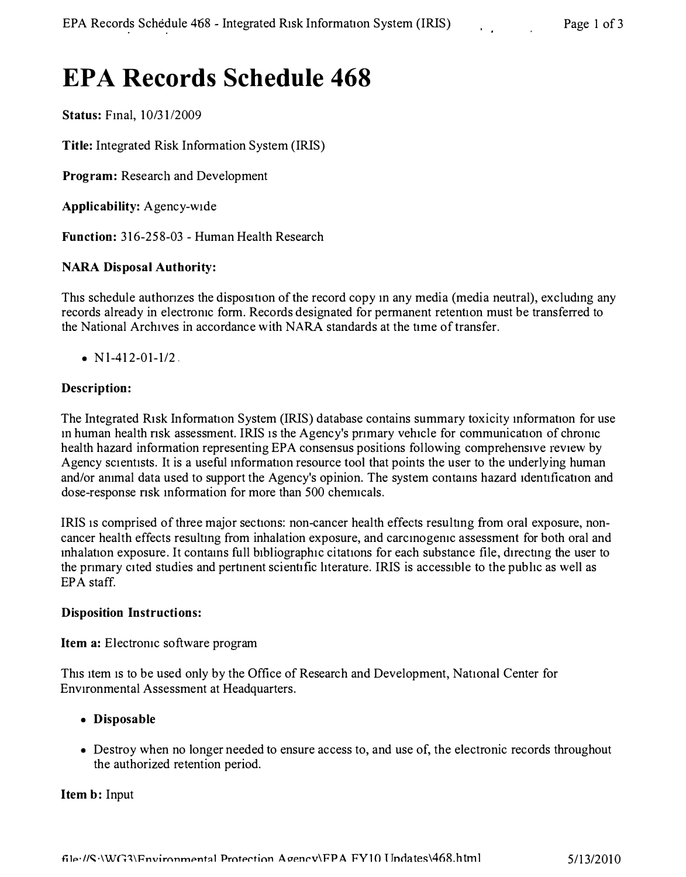# EPA Records Schedule 468

**Status:** Final, 10/31/2009

**Title:** Integrated Risk Information System (IRIS)

**Program:** Research and Development

**Applicability:** Agency-wide

**Function:** 316-258-03 - Human Health Research

**NARA Disposal Authority:**

This schedule authorizes the disposition of the record copy in any media (media neutral), excluding any records already in electronic form. Records designated for permanent retention must be transferred to the National Archives in accordance with NARA standards at the time of transfer.

- N1-412-01-1/2

**Description:**

The Integrated Risk Information System (IRIS) database contains summary toxicity information for use in human health risk assessment. IRIS is the Agency's primary vehicle for communication of chronic health hazard information representing EPA consensus positions following comprehensive review by Agency scientists. It is a useful information resource tool that points the user to the underlying human and/or animal data used to support the Agency's opinion. The system contains hazard identification and dose-response risk information for more than 500 chemicals.

IRIS is comprised of three major sections: non-cancer health effects resulting from oral exposure, non-cancer health effects resulting from inhalation exposure, and carcinogenic assessment for both oral and inhalation exposure. It contains full bibliographic citations for each substance file, directing the user to the primary cited studies and pertinent scientific literature. IRIS is accessible to the public as well as EPA staff.

**Disposition Instructions:**

**Item a:** Electronic software program

This item is to be used only by the Office of Research and Development, National Center for Environmental Assessment at Headquarters.

- **Disposable**
- Destroy when no longer needed to ensure access to, and use of, the electronic records throughout the authorized retention period.

**Item b:** Input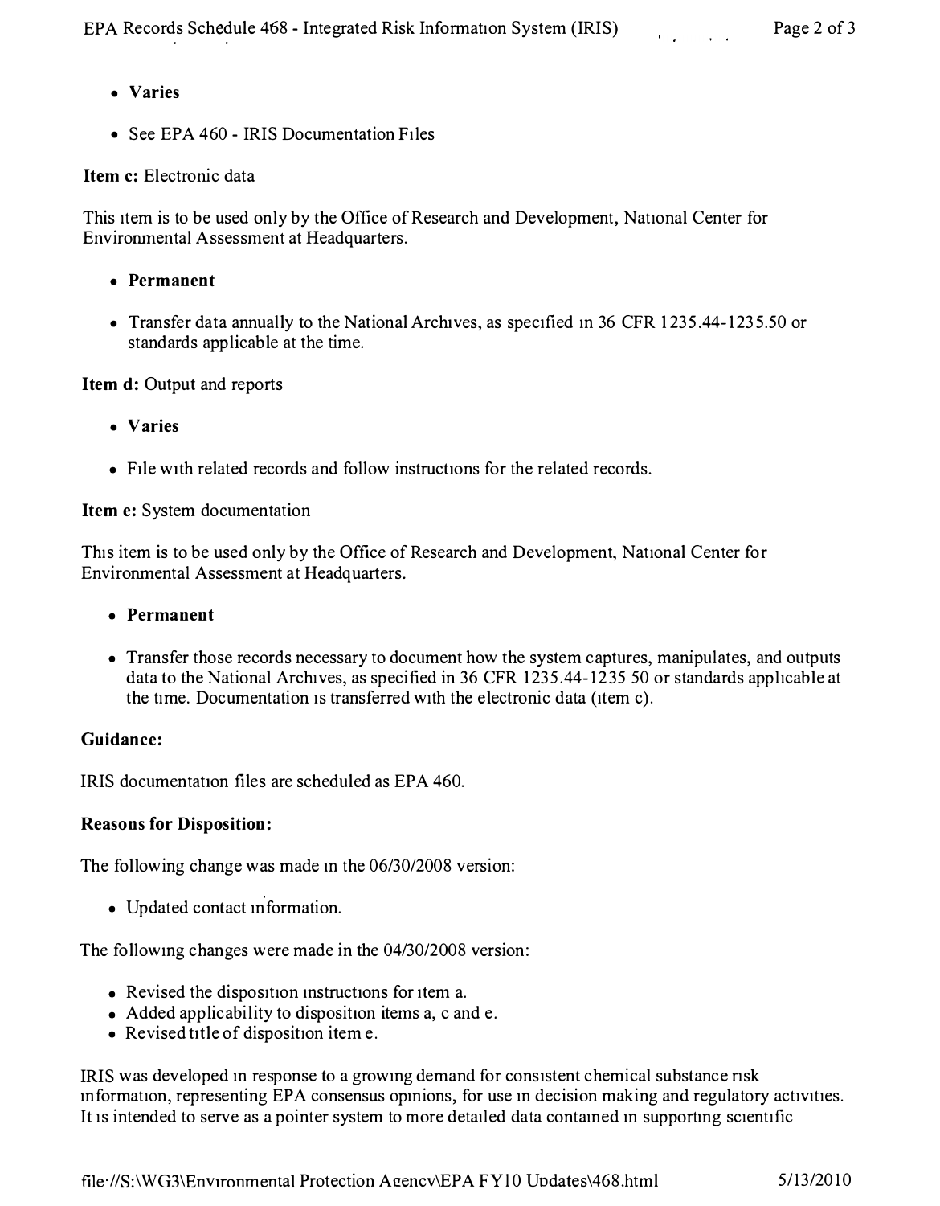- **Varies**

- See EPA 460 - IRIS Documentation Files

**Item c:** Electronic data

This item is to be used only by the Office of Research and Development, National Center for Environmental Assessment at Headquarters.

- **Permanent**

- Transfer data annually to the National Archives, as specified in 36 CFR 1235.44-1235.50 or standards applicable at the time.

**Item d:** Output and reports

- **Varies**

- File with related records and follow instructions for the related records.

**Item e:** System documentation

This item is to be used only by the Office of Research and Development, National Center for Environmental Assessment at Headquarters.

- **Permanent**

- Transfer those records necessary to document how the system captures, manipulates, and outputs data to the National Archives, as specified in 36 CFR 1235.44-1235 50 or standards applicable at the time. Documentation is transferred with the electronic data (item c).

**Guidance:**

IRIS documentation files are scheduled as EPA 460.

**Reasons for Disposition:**

The following change was made in the 06/30/2008 version:

- Updated contact information.

The following changes were made in the 04/30/2008 version:

- Revised the disposition instructions for item a.
- Added applicability to disposition items a, c and e.
- Revised title of disposition item e.

IRIS was developed in response to a growing demand for consistent chemical substance risk information, representing EPA consensus opinions, for use in decision making and regulatory activities. It is intended to serve as a pointer system to more detailed data contained in supporting scientific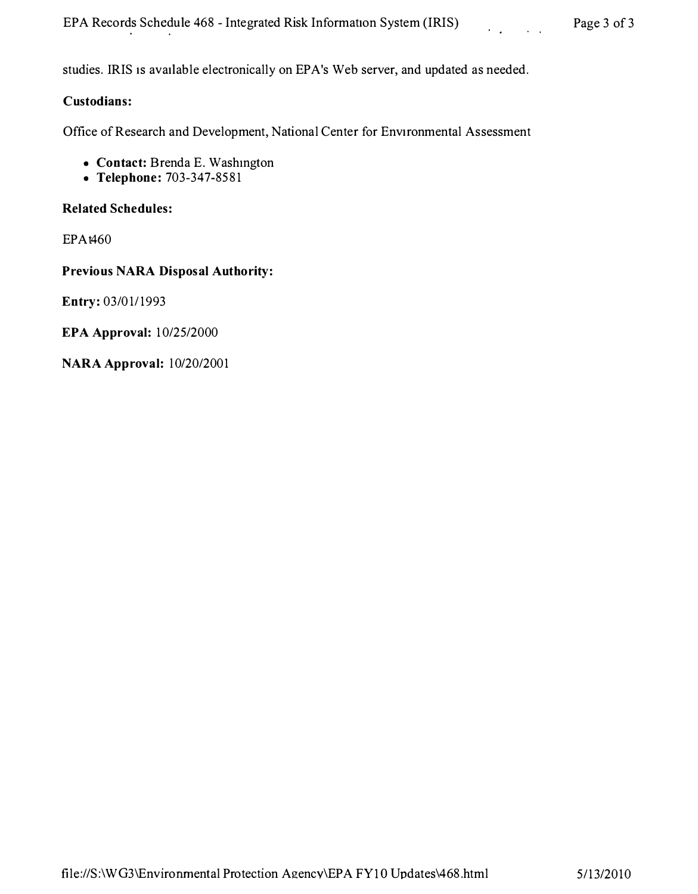studies. IRIS is available electronically on EPA's Web server, and updated as needed.

**Custodians:**

Office of Research and Development, National Center for Environmental Assessment

- **Contact:** Brenda E. Washington
- **Telephone:** 703-347-8581

**Related Schedules:**

EPA 460

**Previous NARA Disposal Authority:**

**Entry:** 03/01/1993

**EPA Approval:** 10/25/2000

**NARA Approval:** 10/20/2001